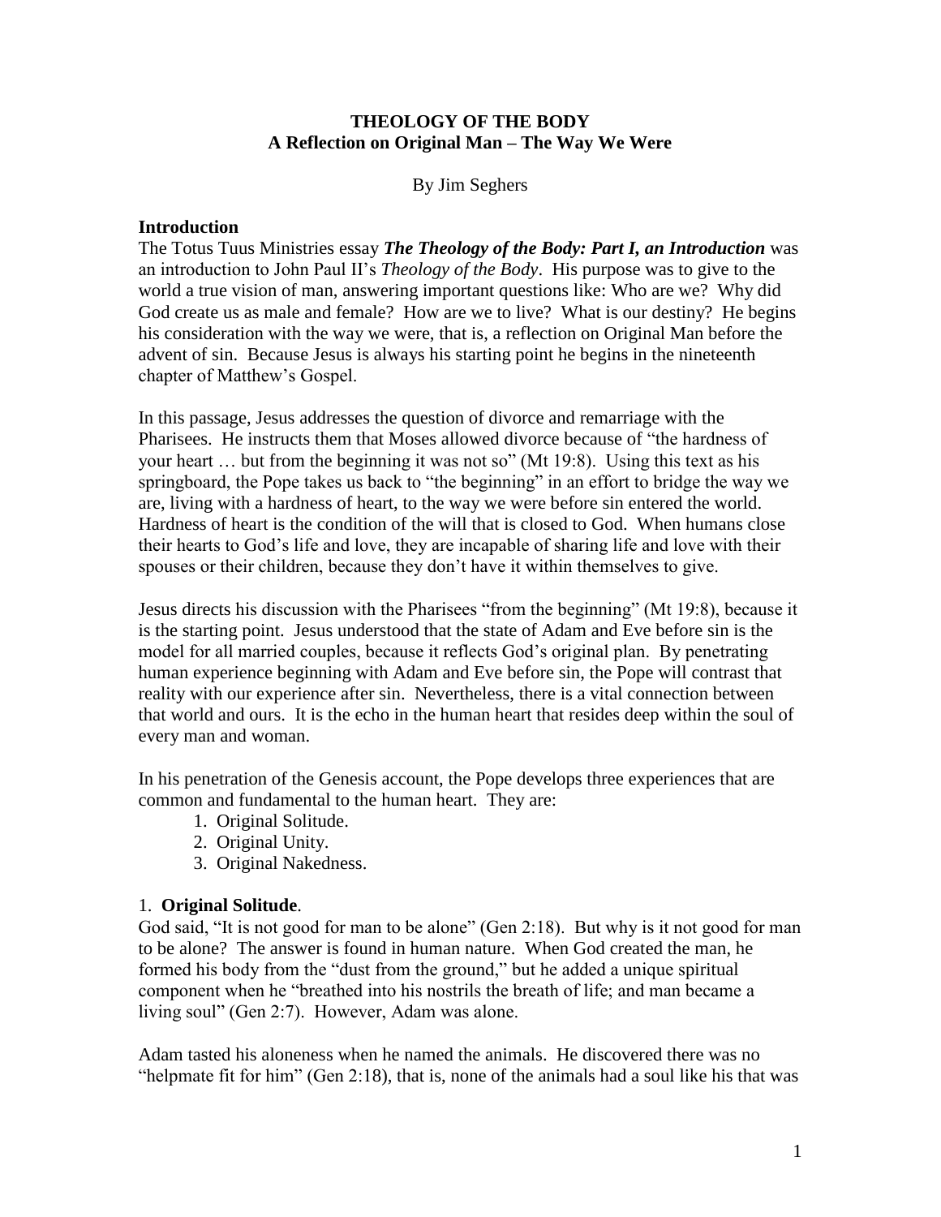**THEOLOGY OF THE BODY**
**A Reflection on Original Man – The Way We Were**

By Jim Seghers

## Introduction

The Totus Tuus Ministries essay ***The Theology of the Body: Part I, an Introduction*** was an introduction to John Paul II's *Theology of the Body*. His purpose was to give to the world a true vision of man, answering important questions like: Who are we? Why did God create us as male and female? How are we to live? What is our destiny? He begins his consideration with the way we were, that is, a reflection on Original Man before the advent of sin. Because Jesus is always his starting point he begins in the nineteenth chapter of Matthew's Gospel.

In this passage, Jesus addresses the question of divorce and remarriage with the Pharisees. He instructs them that Moses allowed divorce because of "the hardness of your heart … but from the beginning it was not so" (Mt 19:8). Using this text as his springboard, the Pope takes us back to "the beginning" in an effort to bridge the way we are, living with a hardness of heart, to the way we were before sin entered the world. Hardness of heart is the condition of the will that is closed to God. When humans close their hearts to God's life and love, they are incapable of sharing life and love with their spouses or their children, because they don't have it within themselves to give.

Jesus directs his discussion with the Pharisees "from the beginning" (Mt 19:8), because it is the starting point. Jesus understood that the state of Adam and Eve before sin is the model for all married couples, because it reflects God's original plan. By penetrating human experience beginning with Adam and Eve before sin, the Pope will contrast that reality with our experience after sin. Nevertheless, there is a vital connection between that world and ours. It is the echo in the human heart that resides deep within the soul of every man and woman.

In his penetration of the Genesis account, the Pope develops three experiences that are common and fundamental to the human heart. They are:

1. Original Solitude.
2. Original Unity.
3. Original Nakedness.

### 1. Original Solitude.

God said, "It is not good for man to be alone" (Gen 2:18). But why is it not good for man to be alone? The answer is found in human nature. When God created the man, he formed his body from the "dust from the ground," but he added a unique spiritual component when he "breathed into his nostrils the breath of life; and man became a living soul" (Gen 2:7). However, Adam was alone.

Adam tasted his aloneness when he named the animals. He discovered there was no "helpmate fit for him" (Gen 2:18), that is, none of the animals had a soul like his that was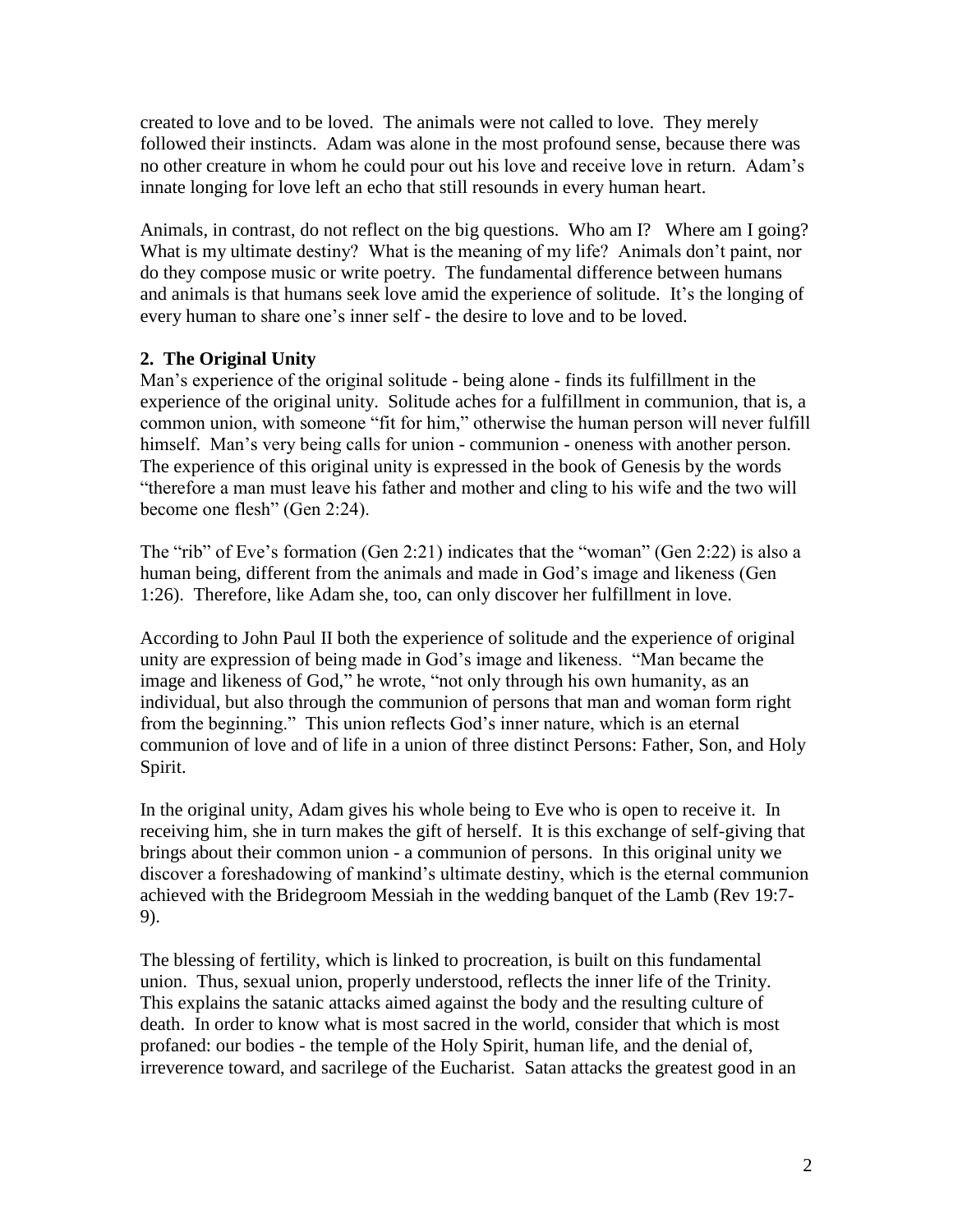created to love and to be loved. The animals were not called to love. They merely followed their instincts. Adam was alone in the most profound sense, because there was no other creature in whom he could pour out his love and receive love in return. Adam's innate longing for love left an echo that still resounds in every human heart.

Animals, in contrast, do not reflect on the big questions. Who am I? Where am I going? What is my ultimate destiny? What is the meaning of my life? Animals don't paint, nor do they compose music or write poetry. The fundamental difference between humans and animals is that humans seek love amid the experience of solitude. It's the longing of every human to share one's inner self - the desire to love and to be loved.

**2. The Original Unity**

Man's experience of the original solitude - being alone - finds its fulfillment in the experience of the original unity. Solitude aches for a fulfillment in communion, that is, a common union, with someone "fit for him," otherwise the human person will never fulfill himself. Man's very being calls for union - communion - oneness with another person. The experience of this original unity is expressed in the book of Genesis by the words "therefore a man must leave his father and mother and cling to his wife and the two will become one flesh" (Gen 2:24).

The "rib" of Eve's formation (Gen 2:21) indicates that the "woman" (Gen 2:22) is also a human being, different from the animals and made in God's image and likeness (Gen 1:26). Therefore, like Adam she, too, can only discover her fulfillment in love.

According to John Paul II both the experience of solitude and the experience of original unity are expression of being made in God's image and likeness. "Man became the image and likeness of God," he wrote, "not only through his own humanity, as an individual, but also through the communion of persons that man and woman form right from the beginning." This union reflects God's inner nature, which is an eternal communion of love and of life in a union of three distinct Persons: Father, Son, and Holy Spirit.

In the original unity, Adam gives his whole being to Eve who is open to receive it. In receiving him, she in turn makes the gift of herself. It is this exchange of self-giving that brings about their common union - a communion of persons. In this original unity we discover a foreshadowing of mankind's ultimate destiny, which is the eternal communion achieved with the Bridegroom Messiah in the wedding banquet of the Lamb (Rev 19:7-9).

The blessing of fertility, which is linked to procreation, is built on this fundamental union. Thus, sexual union, properly understood, reflects the inner life of the Trinity. This explains the satanic attacks aimed against the body and the resulting culture of death. In order to know what is most sacred in the world, consider that which is most profaned: our bodies - the temple of the Holy Spirit, human life, and the denial of, irreverence toward, and sacrilege of the Eucharist. Satan attacks the greatest good in an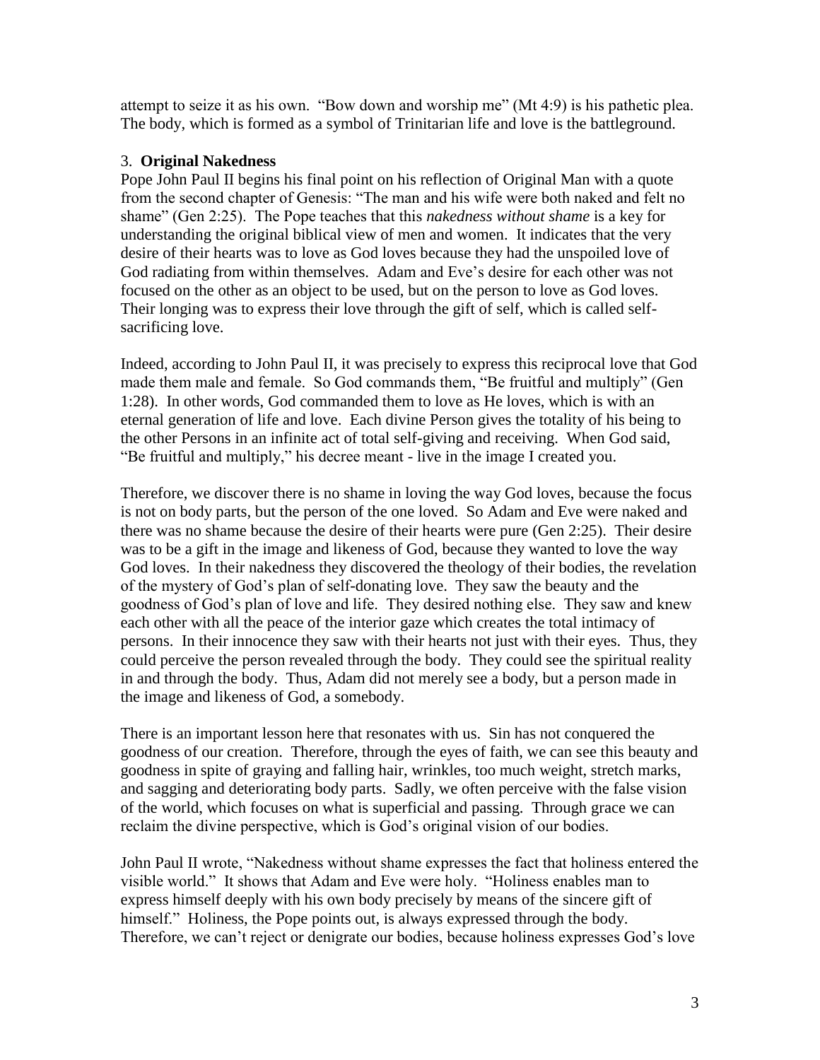attempt to seize it as his own. "Bow down and worship me" (Mt 4:9) is his pathetic plea. The body, which is formed as a symbol of Trinitarian life and love is the battleground.

3. **Original Nakedness**

Pope John Paul II begins his final point on his reflection of Original Man with a quote from the second chapter of Genesis: "The man and his wife were both naked and felt no shame" (Gen 2:25). The Pope teaches that this *nakedness without shame* is a key for understanding the original biblical view of men and women. It indicates that the very desire of their hearts was to love as God loves because they had the unspoiled love of God radiating from within themselves. Adam and Eve's desire for each other was not focused on the other as an object to be used, but on the person to love as God loves. Their longing was to express their love through the gift of self, which is called self-sacrificing love.

Indeed, according to John Paul II, it was precisely to express this reciprocal love that God made them male and female. So God commands them, "Be fruitful and multiply" (Gen 1:28). In other words, God commanded them to love as He loves, which is with an eternal generation of life and love. Each divine Person gives the totality of his being to the other Persons in an infinite act of total self-giving and receiving. When God said, "Be fruitful and multiply," his decree meant - live in the image I created you.

Therefore, we discover there is no shame in loving the way God loves, because the focus is not on body parts, but the person of the one loved. So Adam and Eve were naked and there was no shame because the desire of their hearts were pure (Gen 2:25). Their desire was to be a gift in the image and likeness of God, because they wanted to love the way God loves. In their nakedness they discovered the theology of their bodies, the revelation of the mystery of God's plan of self-donating love. They saw the beauty and the goodness of God's plan of love and life. They desired nothing else. They saw and knew each other with all the peace of the interior gaze which creates the total intimacy of persons. In their innocence they saw with their hearts not just with their eyes. Thus, they could perceive the person revealed through the body. They could see the spiritual reality in and through the body. Thus, Adam did not merely see a body, but a person made in the image and likeness of God, a somebody.

There is an important lesson here that resonates with us. Sin has not conquered the goodness of our creation. Therefore, through the eyes of faith, we can see this beauty and goodness in spite of graying and falling hair, wrinkles, too much weight, stretch marks, and sagging and deteriorating body parts. Sadly, we often perceive with the false vision of the world, which focuses on what is superficial and passing. Through grace we can reclaim the divine perspective, which is God's original vision of our bodies.

John Paul II wrote, "Nakedness without shame expresses the fact that holiness entered the visible world." It shows that Adam and Eve were holy. "Holiness enables man to express himself deeply with his own body precisely by means of the sincere gift of himself." Holiness, the Pope points out, is always expressed through the body. Therefore, we can't reject or denigrate our bodies, because holiness expresses God's love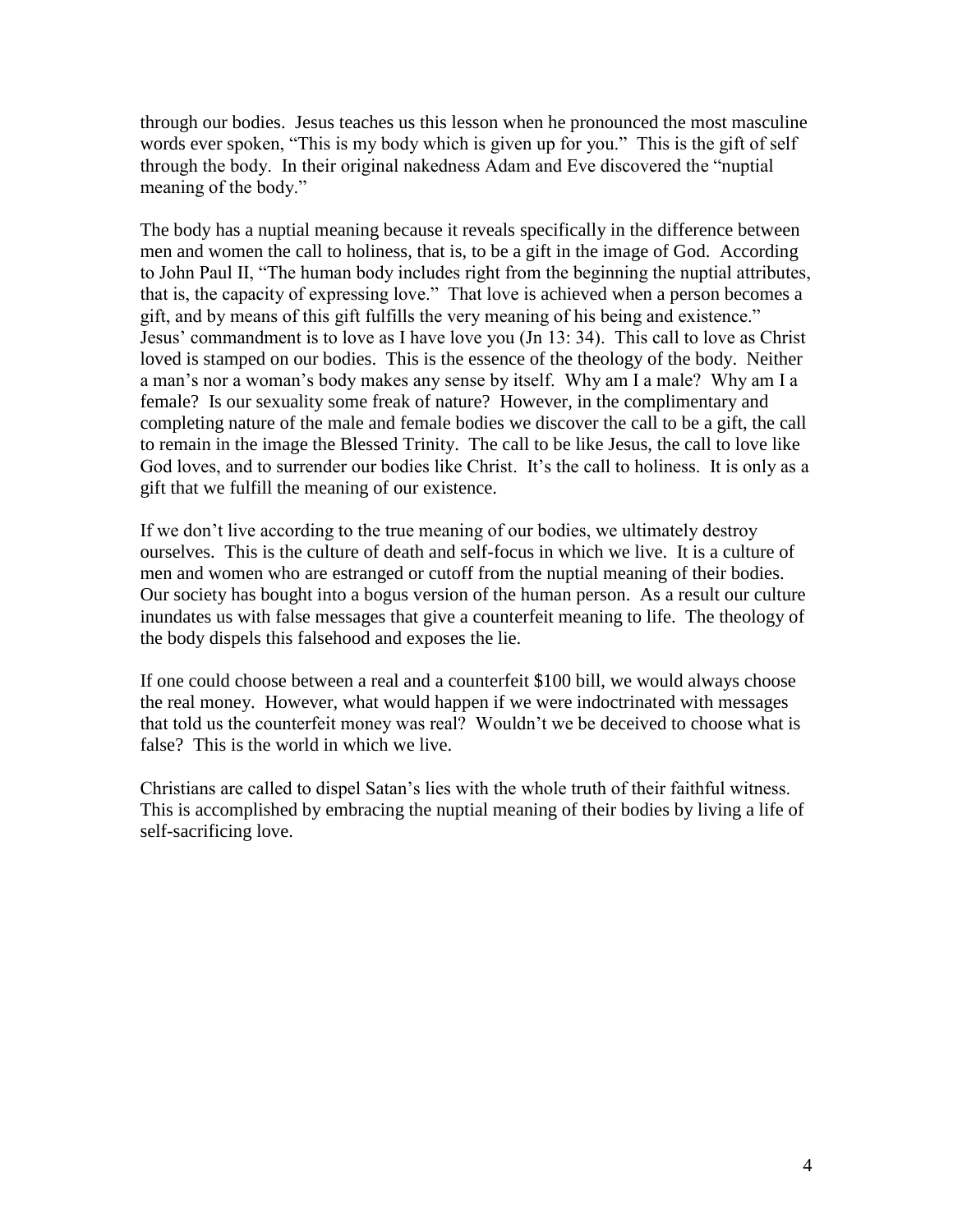through our bodies. Jesus teaches us this lesson when he pronounced the most masculine words ever spoken, "This is my body which is given up for you." This is the gift of self through the body. In their original nakedness Adam and Eve discovered the "nuptial meaning of the body."

The body has a nuptial meaning because it reveals specifically in the difference between men and women the call to holiness, that is, to be a gift in the image of God. According to John Paul II, "The human body includes right from the beginning the nuptial attributes, that is, the capacity of expressing love." That love is achieved when a person becomes a gift, and by means of this gift fulfills the very meaning of his being and existence." Jesus' commandment is to love as I have love you (Jn 13: 34). This call to love as Christ loved is stamped on our bodies. This is the essence of the theology of the body. Neither a man's nor a woman's body makes any sense by itself. Why am I a male? Why am I a female? Is our sexuality some freak of nature? However, in the complimentary and completing nature of the male and female bodies we discover the call to be a gift, the call to remain in the image the Blessed Trinity. The call to be like Jesus, the call to love like God loves, and to surrender our bodies like Christ. It's the call to holiness. It is only as a gift that we fulfill the meaning of our existence.

If we don't live according to the true meaning of our bodies, we ultimately destroy ourselves. This is the culture of death and self-focus in which we live. It is a culture of men and women who are estranged or cutoff from the nuptial meaning of their bodies. Our society has bought into a bogus version of the human person. As a result our culture inundates us with false messages that give a counterfeit meaning to life. The theology of the body dispels this falsehood and exposes the lie.

If one could choose between a real and a counterfeit $100 bill, we would always choose the real money. However, what would happen if we were indoctrinated with messages that told us the counterfeit money was real? Wouldn't we be deceived to choose what is false? This is the world in which we live.

Christians are called to dispel Satan's lies with the whole truth of their faithful witness. This is accomplished by embracing the nuptial meaning of their bodies by living a life of self-sacrificing love.